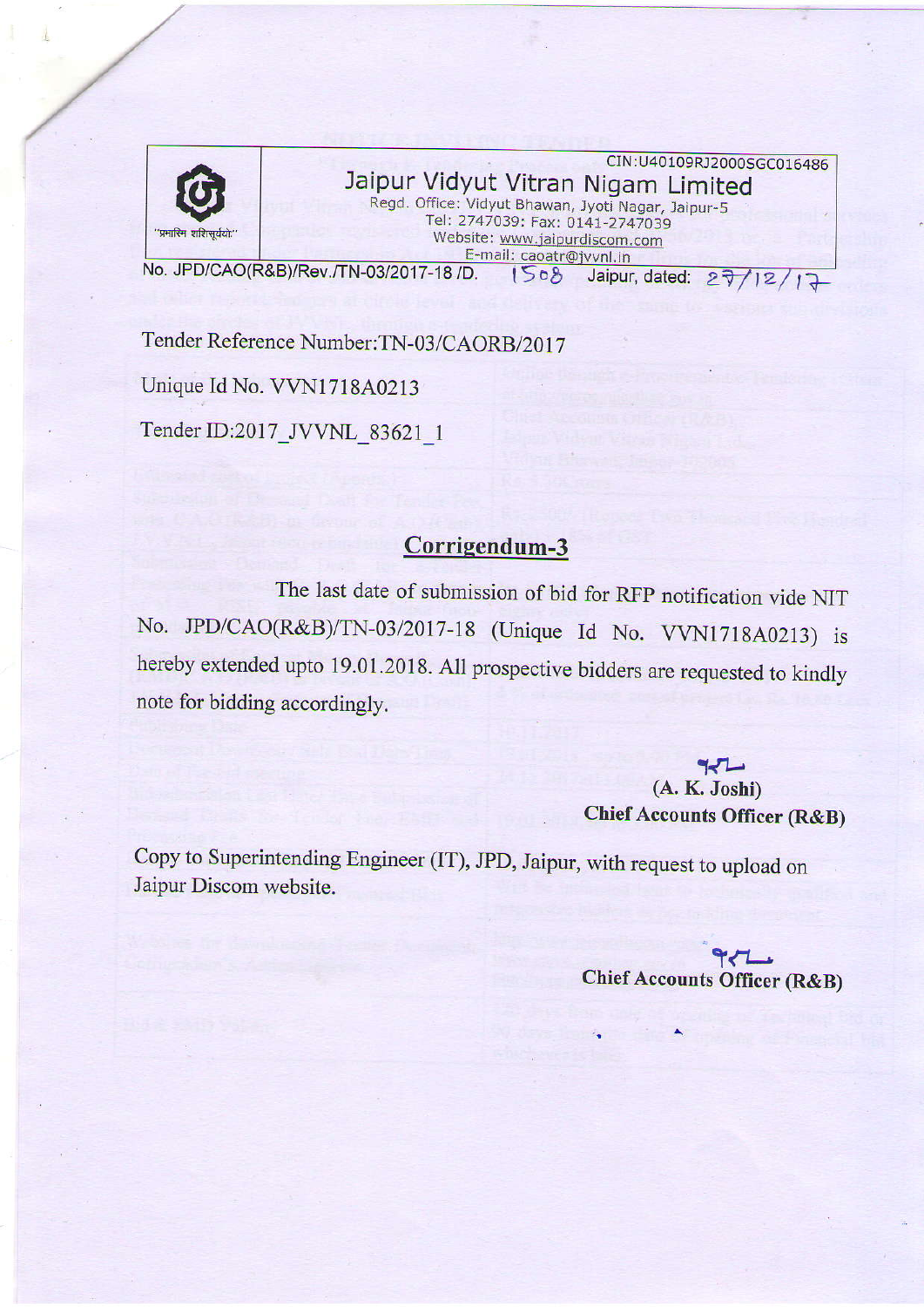CIN:U40109RJ2000SGC016486

**Jaipur Vidyut Vitran Nigam Limited**

Regd. Office: Vidyut Bhawan, Jyoti Nagar, Jaipur-5
Tel: 2747039: Fax: 0141-2747039
Website: www.jaipurdiscom.com
E-mail: caoatr@jvvnl.in

"प्रमाणिक शासित"

No. JPD/CAO(R&B)/Rev./TN-03/2017-18 /D. 1508 Jaipur, dated: 27/12/17

Tender Reference Number:TN-03/CAORB/2017

Unique Id No. VVN1718A0213

Tender ID:2017_JVVNL_83621_1

## Corrigendum-3

The last date of submission of bid for RFP notification vide NIT No. JPD/CAO(R&B)/TN-03/2017-18 (Unique Id No. VVN1718A0213) is hereby extended upto 19.01.2018. All prospective bidders are requested to kindly note for bidding accordingly.

(A. K. Joshi)
**Chief Accounts Officer (R&B)**

Copy to Superintending Engineer (IT), JPD, Jaipur, with request to upload on Jaipur Discom website.

**Chief Accounts Officer (R&B)**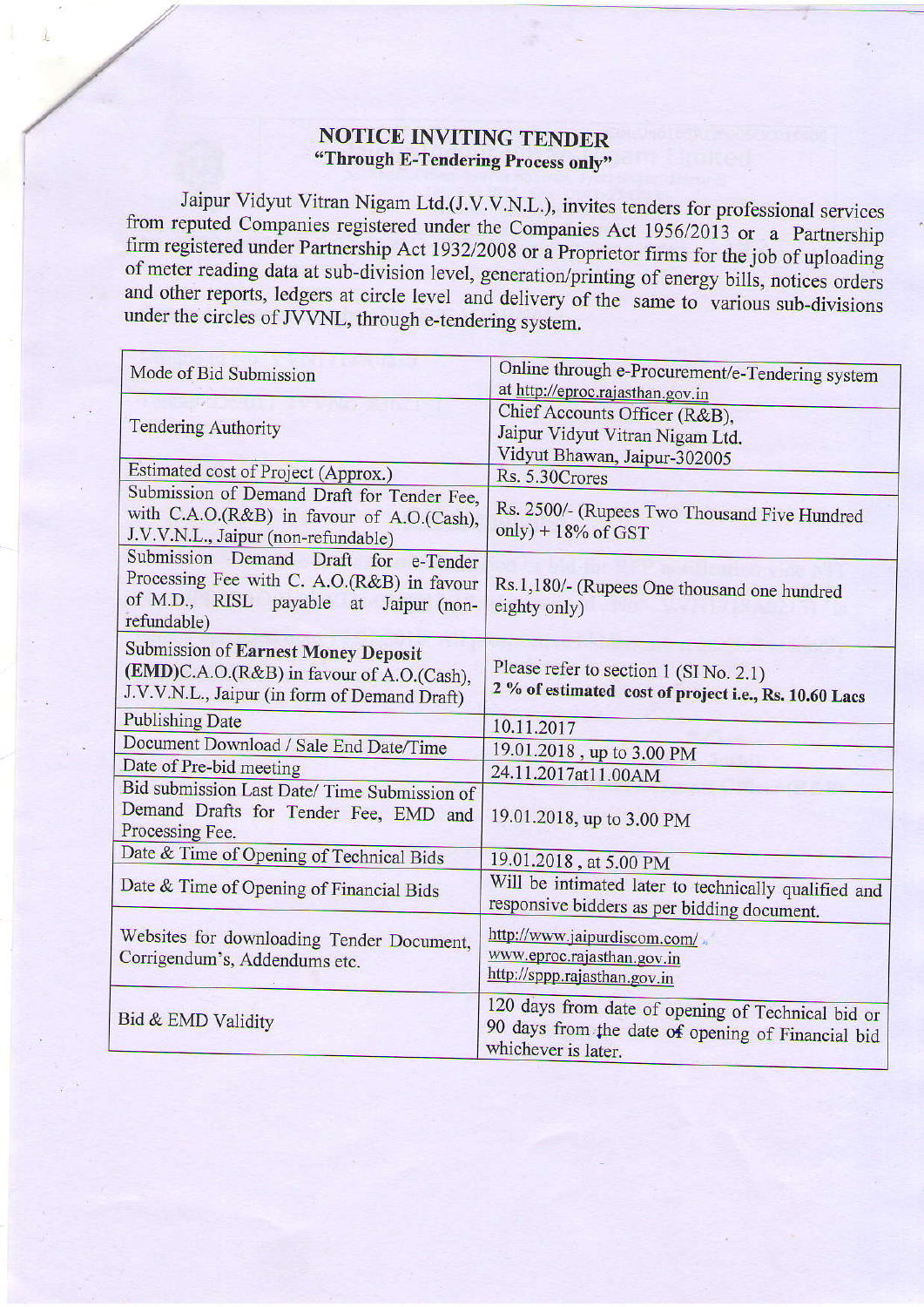# NOTICE INVITING TENDER

**"Through E-Tendering Process only"**

Jaipur Vidyut Vitran Nigam Ltd.(J.V.V.N.L.), invites tenders for professional services from reputed Companies registered under the Companies Act 1956/2013 or a Partnership firm registered under Partnership Act 1932/2008 or a Proprietor firms for the job of uploading of meter reading data at sub-division level, generation/printing of energy bills, notices orders and other reports, ledgers at circle level and delivery of the same to various sub-divisions under the circles of JVVNL, through e-tendering system.

| | |
|---|---|
| Mode of Bid Submission | Online through e-Procurement/e-Tendering system at http://eproc.rajasthan.gov.in |
| Tendering Authority | Chief Accounts Officer (R&B), Jaipur Vidyut Vitran Nigam Ltd. Vidyut Bhawan, Jaipur-302005 |
| Estimated cost of Project (Approx.) | Rs. 5.30Crores |
| Submission of Demand Draft for Tender Fee, with C.A.O.(R&B) in favour of A.O.(Cash), J.V.V.N.L., Jaipur (non-refundable) | Rs. 2500/- (Rupees Two Thousand Five Hundred only) + 18% of GST |
| Submission Demand Draft for e-Tender Processing Fee with C. A.O.(R&B) in favour of M.D., RISL payable at Jaipur (non-refundable) | Rs.1,180/- (Rupees One thousand one hundred eighty only) |
| Submission of **Earnest Money Deposit (EMD)**C.A.O.(R&B) in favour of A.O.(Cash), J.V.V.N.L., Jaipur (in form of Demand Draft) | Please refer to section 1 (Sl No. 2.1) **2 % of estimated cost of project i.e., Rs. 10.60 Lacs** |
| Publishing Date | 10.11.2017 |
| Document Download / Sale End Date/Time | 19.01.2018 , up to 3.00 PM |
| Date of Pre-bid meeting | 24.11.2017at11.00AM |
| Bid submission Last Date/ Time Submission of Demand Drafts for Tender Fee, EMD and Processing Fee. | 19.01.2018, up to 3.00 PM |
| Date & Time of Opening of Technical Bids | 19.01.2018 , at 5.00 PM |
| Date & Time of Opening of Financial Bids | Will be intimated later to technically qualified and responsive bidders as per bidding document. |
| Websites for downloading Tender Document, Corrigendum's, Addendums etc. | http://www.jaipurdiscom.com/ www.eproc.rajasthan.gov.in http://sppp.rajasthan.gov.in |
| Bid & EMD Validity | 120 days from date of opening of Technical bid or 90 days from the date of opening of Financial bid whichever is later. |